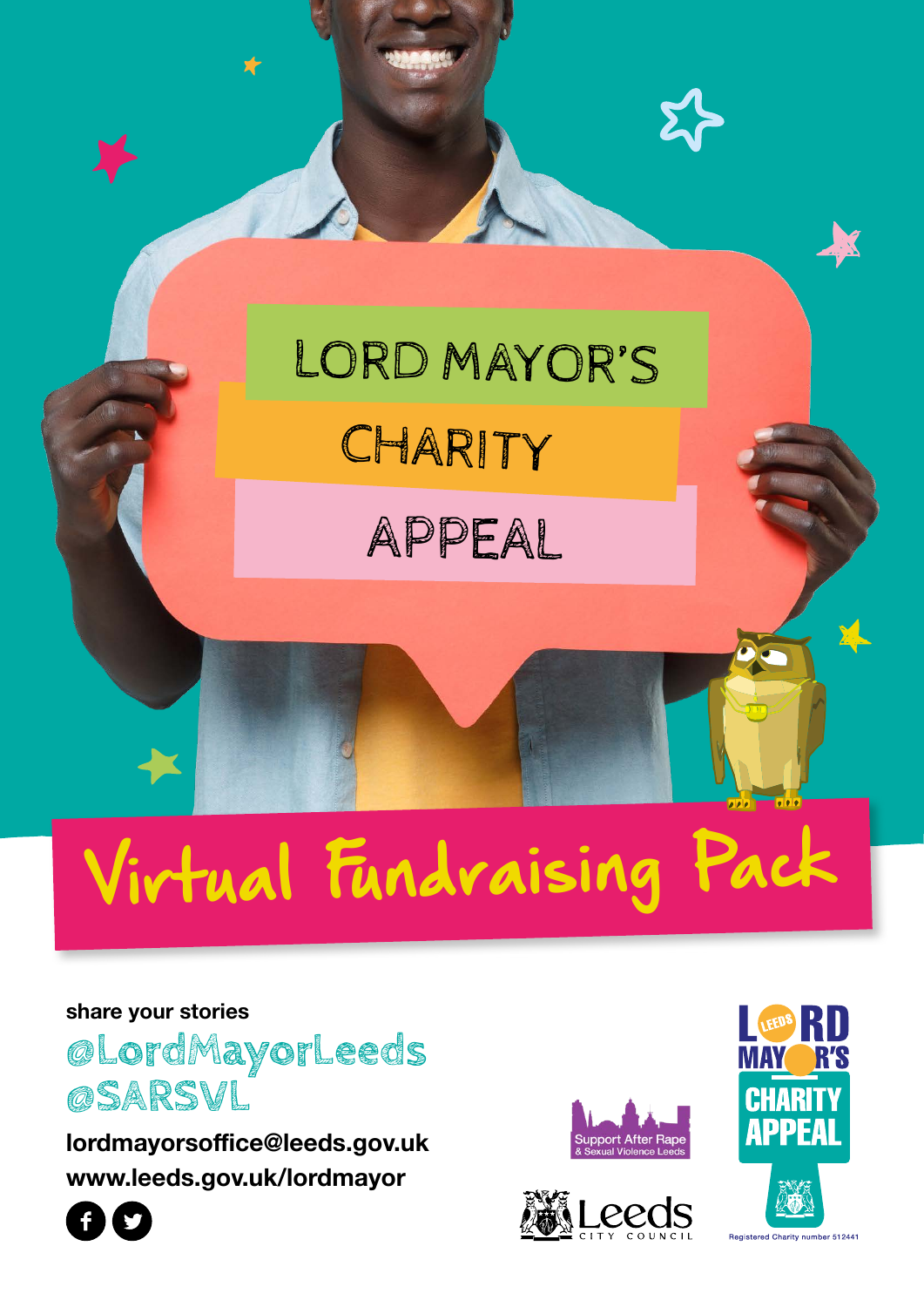# LORD MAYOR'S CHARITY APPEAL

# Virtual Fundraising Pack

**share your stories**

@LordMayorLeeds
@SARSVL

**lordmayorsoffice@leeds.gov.uk**
**www.leeds.gov.uk/lordmayor**

Support After Rape & Sexual Violence Leeds

Leeds City Council

Lord Mayor's Charity Appeal

Registered Charity number 512441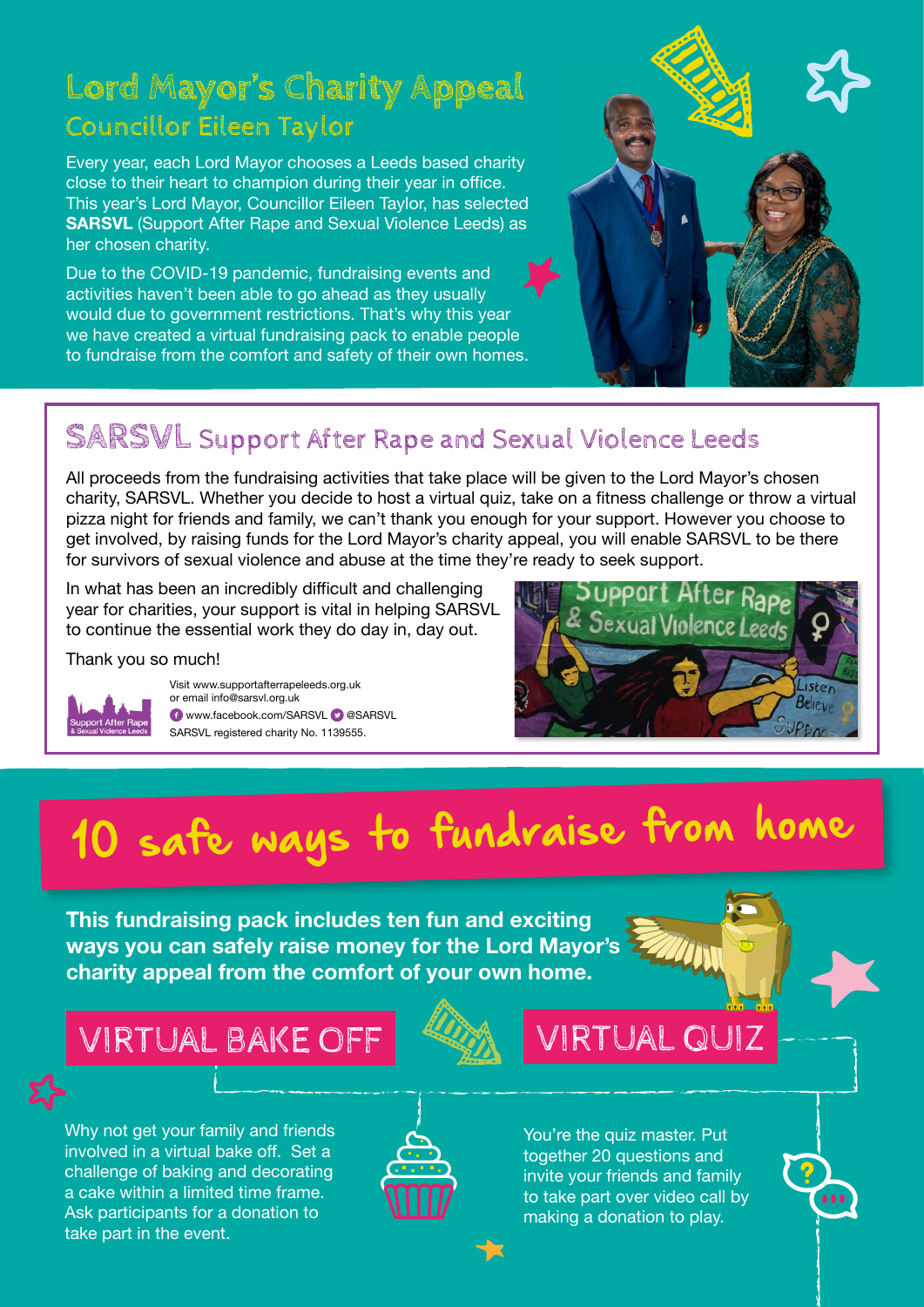# Lord Mayor's Charity Appeal

## Councillor Eileen Taylor

Every year, each Lord Mayor chooses a Leeds based charity close to their heart to champion during their year in office. This year's Lord Mayor, Councillor Eileen Taylor, has selected **SARSVL** (Support After Rape and Sexual Violence Leeds) as her chosen charity.

Due to the COVID-19 pandemic, fundraising events and activities haven't been able to go ahead as they usually would due to government restrictions. That's why this year we have created a virtual fundraising pack to enable people to fundraise from the comfort and safety of their own homes.

## SARSVL Support After Rape and Sexual Violence Leeds

All proceeds from the fundraising activities that take place will be given to the Lord Mayor's chosen charity, SARSVL. Whether you decide to host a virtual quiz, take on a fitness challenge or throw a virtual pizza night for friends and family, we can't thank you enough for your support. However you choose to get involved, by raising funds for the Lord Mayor's charity appeal, you will enable SARSVL to be there for survivors of sexual violence and abuse at the time they're ready to seek support.

In what has been an incredibly difficult and challenging year for charities, your support is vital in helping SARSVL to continue the essential work they do day in, day out.

Thank you so much!

Visit www.supportafterrapeleeds.org.uk
or email info@sarsvl.org.uk
www.facebook.com/SARSVL @SARSVL
SARSVL registered charity No. 1139555.

# 10 safe ways to fundraise from home

**This fundraising pack includes ten fun and exciting ways you can safely raise money for the Lord Mayor's charity appeal from the comfort of your own home.**

## VIRTUAL BAKE OFF

Why not get your family and friends involved in a virtual bake off. Set a challenge of baking and decorating a cake within a limited time frame. Ask participants for a donation to take part in the event.

## VIRTUAL QUIZ

You're the quiz master. Put together 20 questions and invite your friends and family to take part over video call by making a donation to play.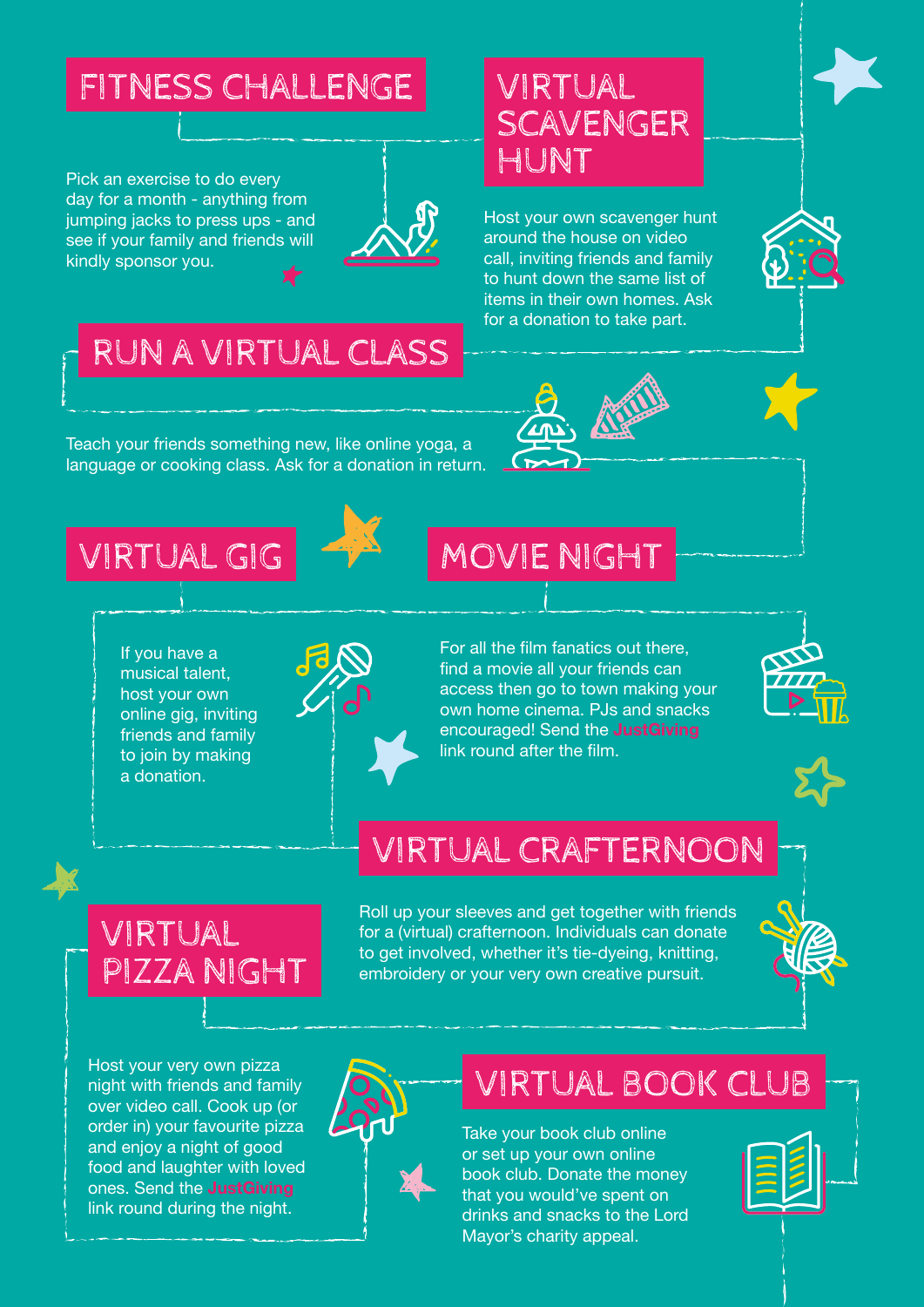## FITNESS CHALLENGE

Pick an exercise to do every day for a month - anything from jumping jacks to press ups - and see if your family and friends will kindly sponsor you.

## VIRTUAL SCAVENGER HUNT

Host your own scavenger hunt around the house on video call, inviting friends and family to hunt down the same list of items in their own homes. Ask for a donation to take part.

## RUN A VIRTUAL CLASS

Teach your friends something new, like online yoga, a language or cooking class. Ask for a donation in return.

## VIRTUAL GIG

If you have a musical talent, host your own online gig, inviting friends and family to join by making a donation.

## MOVIE NIGHT

For all the film fanatics out there, find a movie all your friends can access then go to town making your own home cinema. PJs and snacks encouraged! Send the JustGiving link round after the film.

## VIRTUAL CRAFTERNOON

Roll up your sleeves and get together with friends for a (virtual) crafternoon. Individuals can donate to get involved, whether it's tie-dyeing, knitting, embroidery or your very own creative pursuit.

## VIRTUAL PIZZA NIGHT

Host your very own pizza night with friends and family over video call. Cook up (or order in) your favourite pizza and enjoy a night of good food and laughter with loved ones. Send the JustGiving link round during the night.

## VIRTUAL BOOK CLUB

Take your book club online or set up your own online book club. Donate the money that you would've spent on drinks and snacks to the Lord Mayor's charity appeal.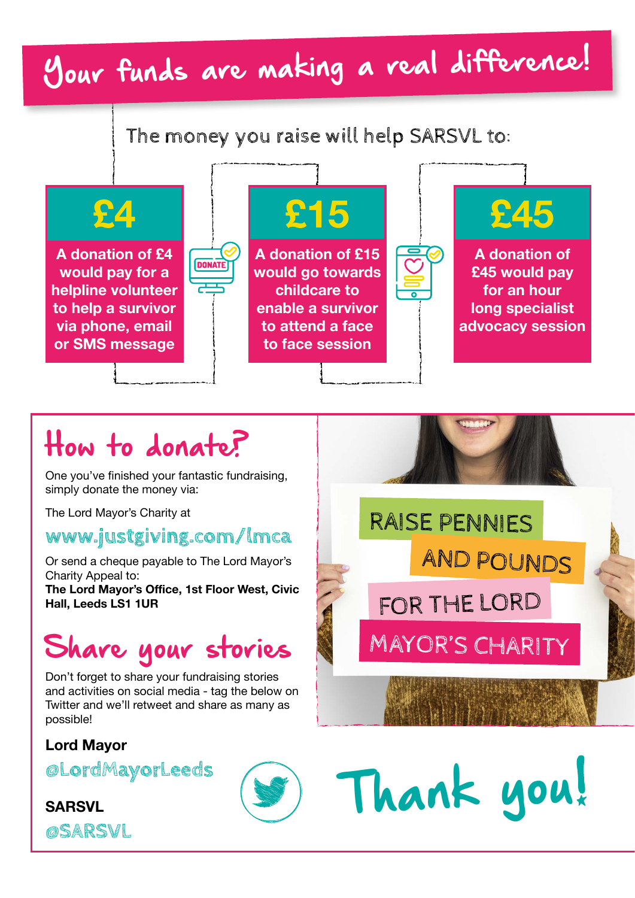# Your funds are making a real difference!

The money you raise will help SARSVL to:

## £4

A donation of £4 would pay for a helpline volunteer to help a survivor via phone, email or SMS message

## £15

A donation of £15 would go towards childcare to enable a survivor to attend a face to face session

## £45

A donation of £45 would pay for an hour long specialist advocacy session

# How to donate?

One you've finished your fantastic fundraising, simply donate the money via:

The Lord Mayor's Charity at

**www.justgiving.com/lmca**

Or send a cheque payable to The Lord Mayor's Charity Appeal to:
**The Lord Mayor's Office, 1st Floor West, Civic Hall, Leeds LS1 1UR**

# Share your stories

Don't forget to share your fundraising stories and activities on social media - tag the below on Twitter and we'll retweet and share as many as possible!

**Lord Mayor**
@LordMayorLeeds

**SARSVL**
@SARSVL

RAISE PENNIES AND POUNDS FOR THE LORD MAYOR'S CHARITY

# Thank you!